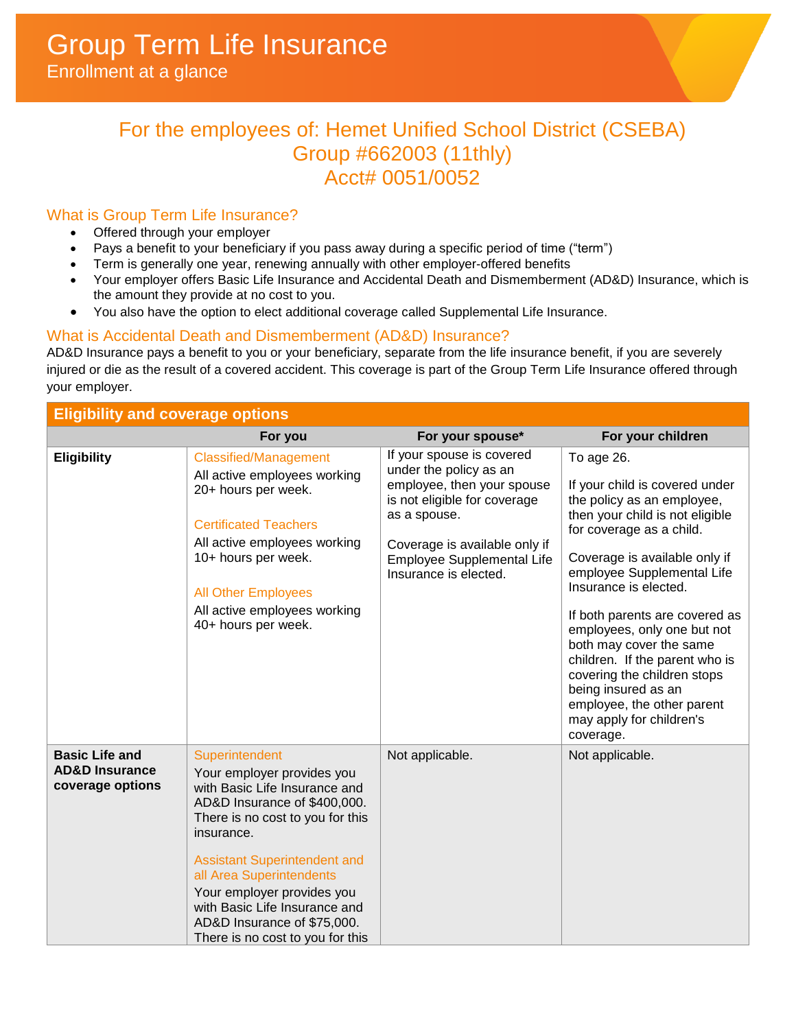# Group Term Life Insurance

Enrollment at a glance

## For the employees of: Hemet Unified School District (CSEBA)
## Group #662003 (11thly)
## Acct# 0051/0052

### What is Group Term Life Insurance?

- Offered through your employer
- Pays a benefit to your beneficiary if you pass away during a specific period of time ("term")
- Term is generally one year, renewing annually with other employer-offered benefits
- Your employer offers Basic Life Insurance and Accidental Death and Dismemberment (AD&D) Insurance, which is the amount they provide at no cost to you.
- You also have the option to elect additional coverage called Supplemental Life Insurance.

### What is Accidental Death and Dismemberment (AD&D) Insurance?

AD&D Insurance pays a benefit to you or your beneficiary, separate from the life insurance benefit, if you are severely injured or die as the result of a covered accident. This coverage is part of the Group Term Life Insurance offered through your employer.

| Eligibility and coverage options | | | |
|---|---|---|---|
| | **For you** | **For your spouse*** | **For your children** |
| **Eligibility** | Classified/Management<br>All active employees working 20+ hours per week.<br><br>Certificated Teachers<br>All active employees working 10+ hours per week.<br><br>All Other Employees<br>All active employees working 40+ hours per week. | If your spouse is covered under the policy as an employee, then your spouse is not eligible for coverage as a spouse.<br><br>Coverage is available only if Employee Supplemental Life Insurance is elected. | To age 26.<br><br>If your child is covered under the policy as an employee, then your child is not eligible for coverage as a child.<br><br>Coverage is available only if employee Supplemental Life Insurance is elected.<br><br>If both parents are covered as employees, only one but not both may cover the same children. If the parent who is covering the children stops being insured as an employee, the other parent may apply for children's coverage. |
| **Basic Life and AD&D Insurance coverage options** | Superintendent<br>Your employer provides you with Basic Life Insurance and AD&D Insurance of $400,000. There is no cost to you for this insurance.<br><br>Assistant Superintendent and all Area Superintendents<br>Your employer provides you with Basic Life Insurance and AD&D Insurance of $75,000. There is no cost to you for this | Not applicable. | Not applicable. |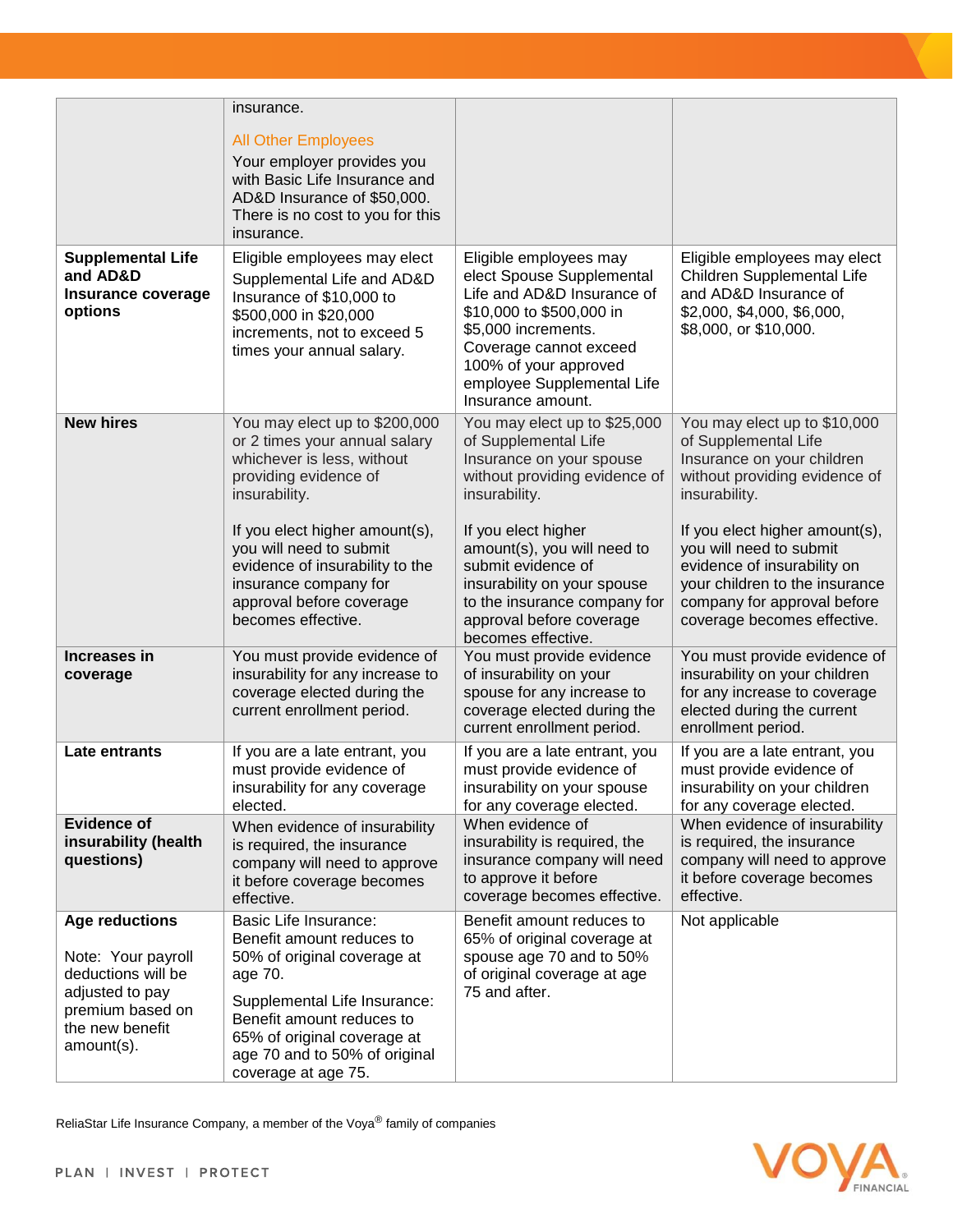| | | | |
|---|---|---|---|
| | insurance.<br><br>All Other Employees<br>Your employer provides you with Basic Life Insurance and AD&D Insurance of $50,000. There is no cost to you for this insurance. | | |
| **Supplemental Life and AD&D Insurance coverage options** | Eligible employees may elect Supplemental Life and AD&D Insurance of $10,000 to $500,000 in $20,000 increments, not to exceed 5 times your annual salary. | Eligible employees may elect Spouse Supplemental Life and AD&D Insurance of $10,000 to $500,000 in $5,000 increments. Coverage cannot exceed 100% of your approved employee Supplemental Life Insurance amount. | Eligible employees may elect Children Supplemental Life and AD&D Insurance of $2,000, $4,000, $6,000, $8,000, or $10,000. |
| **New hires** | You may elect up to $200,000 or 2 times your annual salary whichever is less, without providing evidence of insurability.<br><br>If you elect higher amount(s), you will need to submit evidence of insurability to the insurance company for approval before coverage becomes effective. | You may elect up to $25,000 of Supplemental Life Insurance on your spouse without providing evidence of insurability.<br><br>If you elect higher amount(s), you will need to submit evidence of insurability on your spouse to the insurance company for approval before coverage becomes effective. | You may elect up to $10,000 of Supplemental Life Insurance on your children without providing evidence of insurability.<br><br>If you elect higher amount(s), you will need to submit evidence of insurability on your children to the insurance company for approval before coverage becomes effective. |
| **Increases in coverage** | You must provide evidence of insurability for any increase to coverage elected during the current enrollment period. | You must provide evidence of insurability on your spouse for any increase to coverage elected during the current enrollment period. | You must provide evidence of insurability on your children for any increase to coverage elected during the current enrollment period. |
| **Late entrants** | If you are a late entrant, you must provide evidence of insurability for any coverage elected. | If you are a late entrant, you must provide evidence of insurability on your spouse for any coverage elected. | If you are a late entrant, you must provide evidence of insurability on your children for any coverage elected. |
| **Evidence of insurability (health questions)** | When evidence of insurability is required, the insurance company will need to approve it before coverage becomes effective. | When evidence of insurability is required, the insurance company will need to approve it before coverage becomes effective. | When evidence of insurability is required, the insurance company will need to approve it before coverage becomes effective. |
| **Age reductions**<br><br>Note: Your payroll deductions will be adjusted to pay premium based on the new benefit amount(s). | Basic Life Insurance:<br>Benefit amount reduces to 50% of original coverage at age 70.<br><br>Supplemental Life Insurance:<br>Benefit amount reduces to 65% of original coverage at age 70 and to 50% of original coverage at age 75. | Benefit amount reduces to 65% of original coverage at spouse age 70 and to 50% of original coverage at age 75 and after. | Not applicable |

ReliaStar Life Insurance Company, a member of the Voya® family of companies

PLAN | INVEST | PROTECT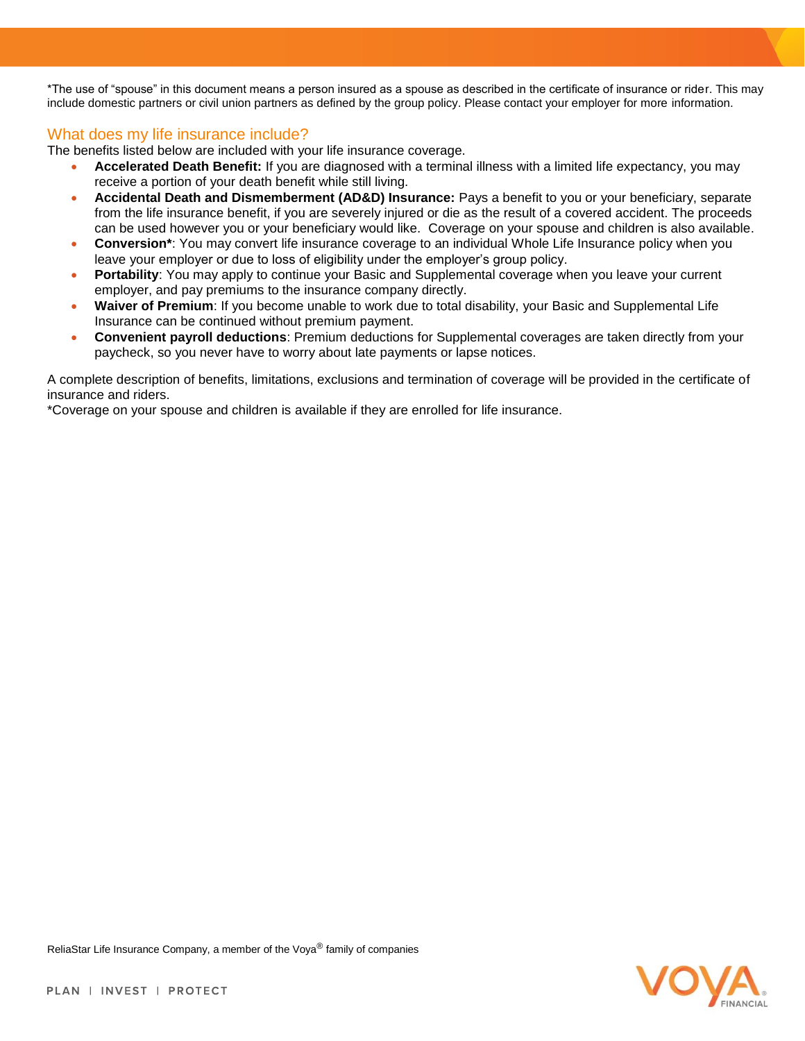*The use of "spouse" in this document means a person insured as a spouse as described in the certificate of insurance or rider. This may include domestic partners or civil union partners as defined by the group policy. Please contact your employer for more information.

## What does my life insurance include?

The benefits listed below are included with your life insurance coverage.

- **Accelerated Death Benefit:** If you are diagnosed with a terminal illness with a limited life expectancy, you may receive a portion of your death benefit while still living.
- **Accidental Death and Dismemberment (AD&D) Insurance:** Pays a benefit to you or your beneficiary, separate from the life insurance benefit, if you are severely injured or die as the result of a covered accident. The proceeds can be used however you or your beneficiary would like. Coverage on your spouse and children is also available.
- **Conversion***: You may convert life insurance coverage to an individual Whole Life Insurance policy when you leave your employer or due to loss of eligibility under the employer's group policy.
- **Portability**: You may apply to continue your Basic and Supplemental coverage when you leave your current employer, and pay premiums to the insurance company directly.
- **Waiver of Premium**: If you become unable to work due to total disability, your Basic and Supplemental Life Insurance can be continued without premium payment.
- **Convenient payroll deductions**: Premium deductions for Supplemental coverages are taken directly from your paycheck, so you never have to worry about late payments or lapse notices.

A complete description of benefits, limitations, exclusions and termination of coverage will be provided in the certificate of insurance and riders.

*Coverage on your spouse and children is available if they are enrolled for life insurance.

ReliaStar Life Insurance Company, a member of the Voya® family of companies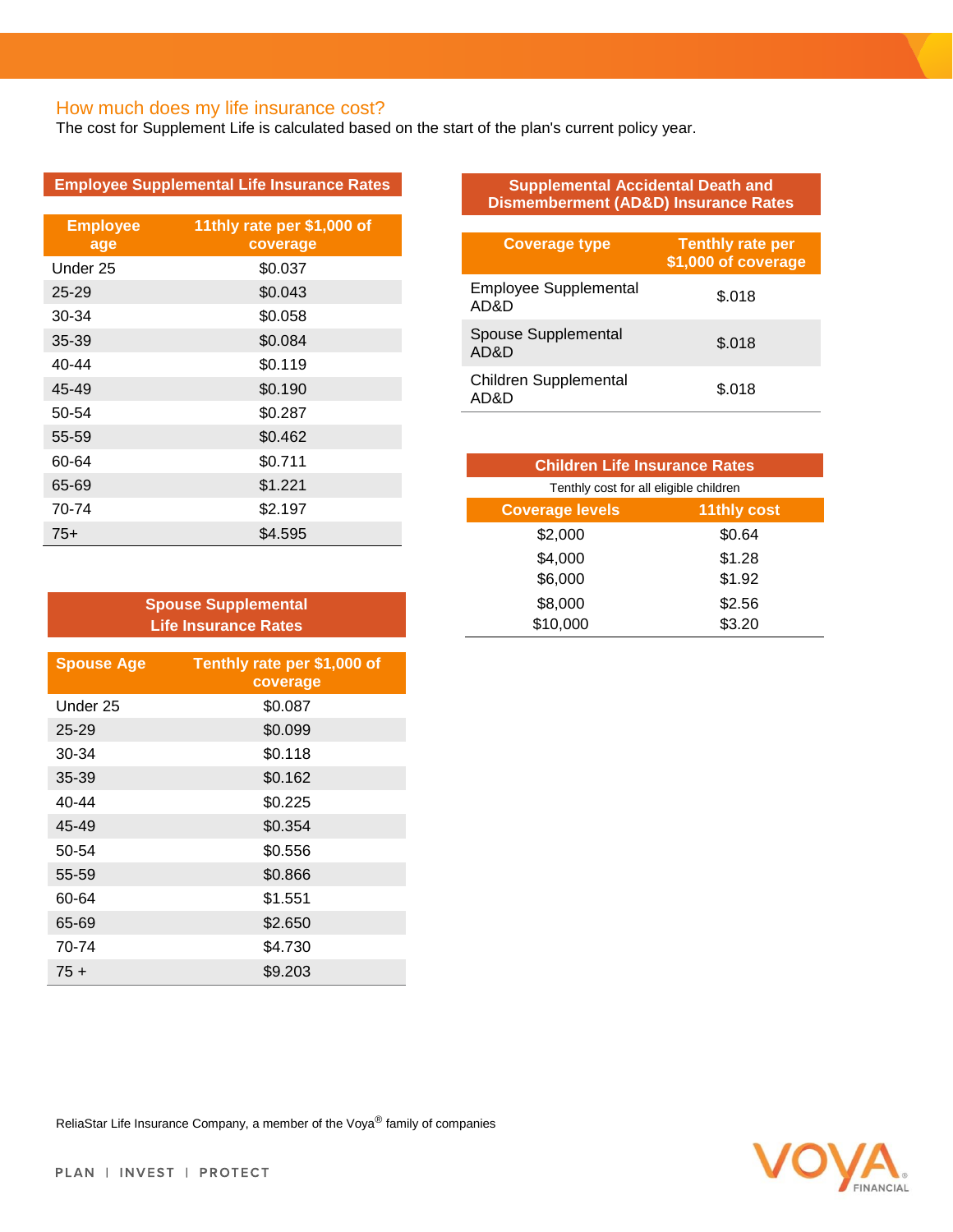## How much does my life insurance cost?

The cost for Supplement Life is calculated based on the start of the plan's current policy year.

### Employee Supplemental Life Insurance Rates

| Employee age | 11thly rate per $1,000 of coverage |
|---|---|
| Under 25 | $0.037 |
| 25-29 | $0.043 |
| 30-34 | $0.058 |
| 35-39 | $0.084 |
| 40-44 | $0.119 |
| 45-49 | $0.190 |
| 50-54 | $0.287 |
| 55-59 | $0.462 |
| 60-64 | $0.711 |
| 65-69 | $1.221 |
| 70-74 | $2.197 |
| 75+ | $4.595 |

### Spouse Supplemental Life Insurance Rates

| Spouse Age | Tenthly rate per $1,000 of coverage |
|---|---|
| Under 25 | $0.087 |
| 25-29 | $0.099 |
| 30-34 | $0.118 |
| 35-39 | $0.162 |
| 40-44 | $0.225 |
| 45-49 | $0.354 |
| 50-54 | $0.556 |
| 55-59 | $0.866 |
| 60-64 | $1.551 |
| 65-69 | $2.650 |
| 70-74 | $4.730 |
| 75 + | $9.203 |

### Supplemental Accidental Death and Dismemberment (AD&D) Insurance Rates

| Coverage type | Tenthly rate per $1,000 of coverage |
|---|---|
| Employee Supplemental AD&D | $.018 |
| Spouse Supplemental AD&D | $.018 |
| Children Supplemental AD&D | $.018 |

### Children Life Insurance Rates

Tenthly cost for all eligible children

| Coverage levels | 11thly cost |
|---|---|
| $2,000 | $0.64 |
| $4,000 | $1.28 |
| $6,000 | $1.92 |
| $8,000 | $2.56 |
| $10,000 | $3.20 |

ReliaStar Life Insurance Company, a member of the Voya® family of companies

PLAN | INVEST | PROTECT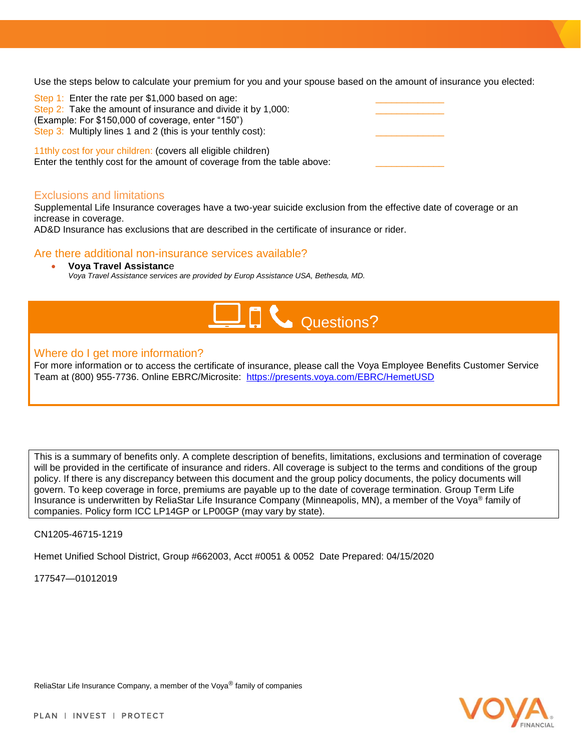Use the steps below to calculate your premium for you and your spouse based on the amount of insurance you elected:

Step 1: Enter the rate per $1,000 based on age: ____________
Step 2: Take the amount of insurance and divide it by 1,000: ____________
(Example: For $150,000 of coverage, enter "150")
Step 3: Multiply lines 1 and 2 (this is your tenthly cost): ____________

11thly cost for your children: (covers all eligible children)
Enter the tenthly cost for the amount of coverage from the table above: ____________

## Exclusions and limitations

Supplemental Life Insurance coverages have a two-year suicide exclusion from the effective date of coverage or an increase in coverage.
AD&D Insurance has exclusions that are described in the certificate of insurance or rider.

## Are there additional non-insurance services available?

- **Voya Travel Assistance**
  *Voya Travel Assistance services are provided by Europ Assistance USA, Bethesda, MD.*

## Questions?

### Where do I get more information?

For more information or to access the certificate of insurance, please call the Voya Employee Benefits Customer Service Team at (800) 955-7736. Online EBRC/Microsite: https://presents.voya.com/EBRC/HemetUSD

This is a summary of benefits only. A complete description of benefits, limitations, exclusions and termination of coverage will be provided in the certificate of insurance and riders. All coverage is subject to the terms and conditions of the group policy. If there is any discrepancy between this document and the group policy documents, the policy documents will govern. To keep coverage in force, premiums are payable up to the date of coverage termination. Group Term Life Insurance is underwritten by ReliaStar Life Insurance Company (Minneapolis, MN), a member of the Voya® family of companies. Policy form ICC LP14GP or LP00GP (may vary by state).

CN1205-46715-1219

Hemet Unified School District, Group #662003, Acct #0051 & 0052 Date Prepared: 04/15/2020

177547—01012019

ReliaStar Life Insurance Company, a member of the Voya® family of companies

PLAN | INVEST | PROTECT